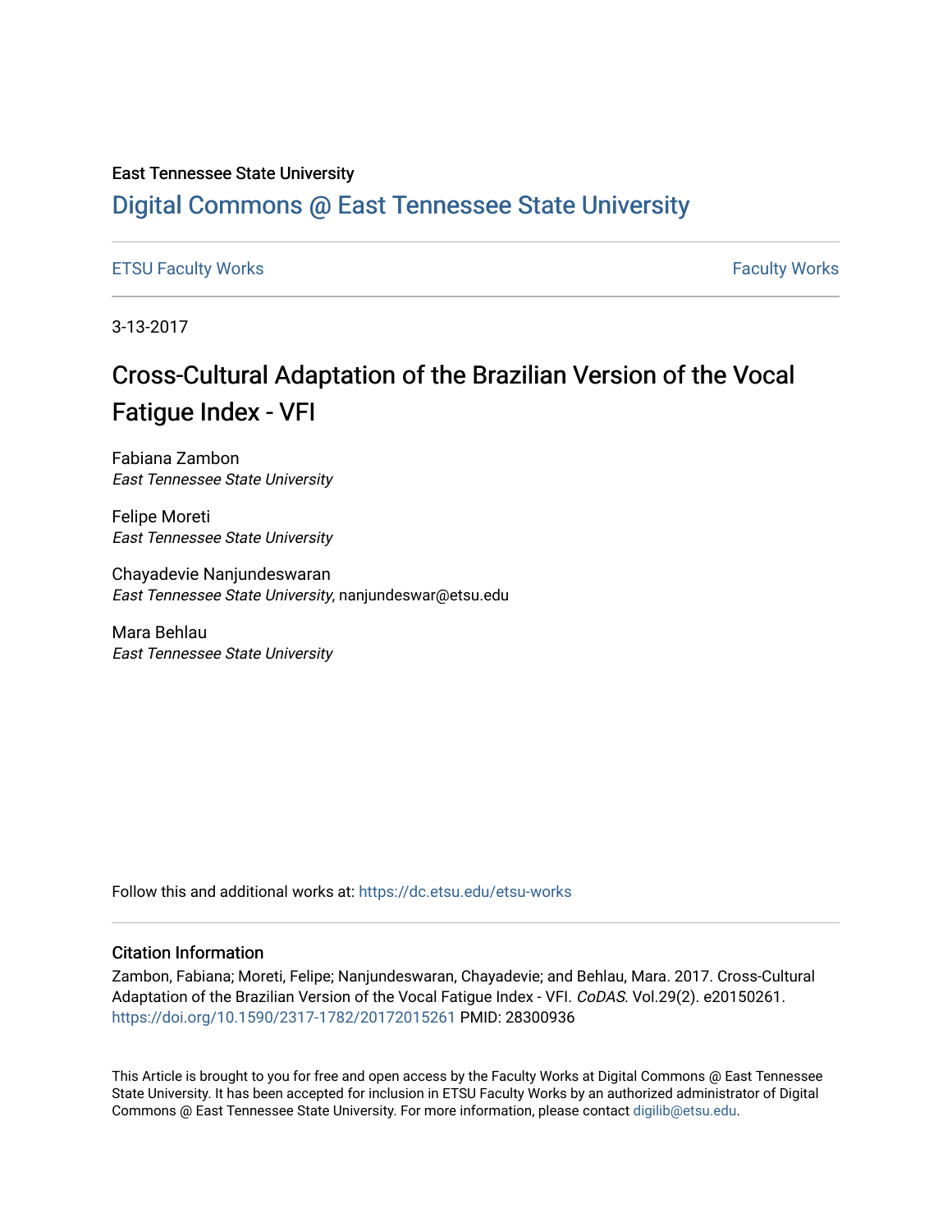East Tennessee State University

# Digital Commons @ East Tennessee State University

ETSU Faculty Works | Faculty Works

3-13-2017

# Cross-Cultural Adaptation of the Brazilian Version of the Vocal Fatigue Index - VFI

Fabiana Zambon
*East Tennessee State University*

Felipe Moreti
*East Tennessee State University*

Chayadevie Nanjundeswaran
*East Tennessee State University*, nanjundeswar@etsu.edu

Mara Behlau
*East Tennessee State University*

Follow this and additional works at: https://dc.etsu.edu/etsu-works

## Citation Information

Zambon, Fabiana; Moreti, Felipe; Nanjundeswaran, Chayadevie; and Behlau, Mara. 2017. Cross-Cultural Adaptation of the Brazilian Version of the Vocal Fatigue Index - VFI. *CoDAS*. Vol.29(2). e20150261. https://doi.org/10.1590/2317-1782/20172015261 PMID: 28300936

This Article is brought to you for free and open access by the Faculty Works at Digital Commons @ East Tennessee State University. It has been accepted for inclusion in ETSU Faculty Works by an authorized administrator of Digital Commons @ East Tennessee State University. For more information, please contact digilib@etsu.edu.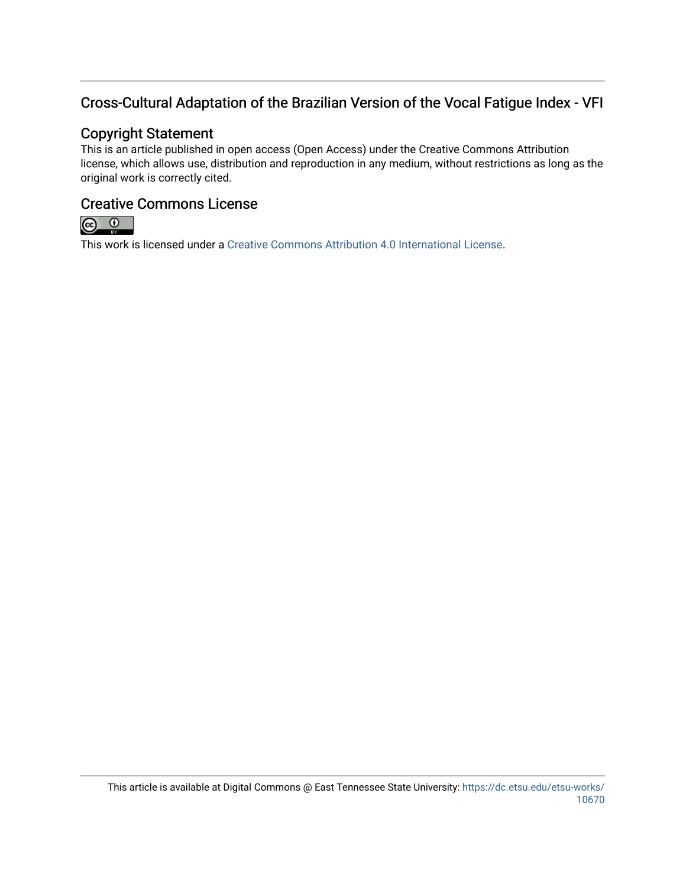## Cross-Cultural Adaptation of the Brazilian Version of the Vocal Fatigue Index - VFI

## Copyright Statement

This is an article published in open access (Open Access) under the Creative Commons Attribution license, which allows use, distribution and reproduction in any medium, without restrictions as long as the original work is correctly cited.

## Creative Commons License

This work is licensed under a Creative Commons Attribution 4.0 International License.

This article is available at Digital Commons @ East Tennessee State University: https://dc.etsu.edu/etsu-works/10670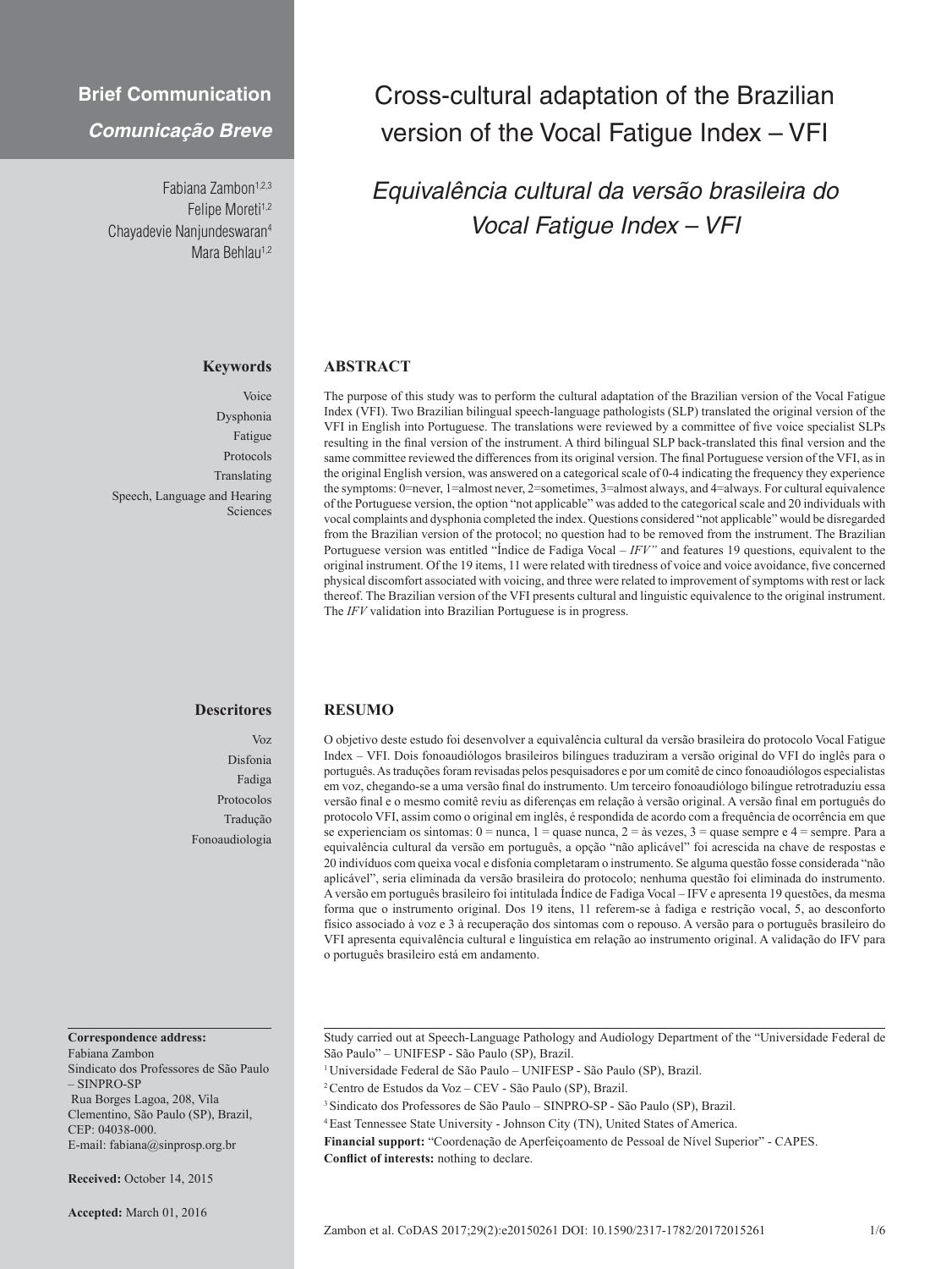**Brief Communication**

***Comunicação Breve***

# Cross-cultural adaptation of the Brazilian version of the Vocal Fatigue Index – VFI

## *Equivalência cultural da versão brasileira do Vocal Fatigue Index – VFI*

Fabiana Zambon[1,2,3]
Felipe Moreti[1,2]
Chayadevie Nanjundeswaran[4]
Mara Behlau[1,2]

### Keywords

Voice
Dysphonia
Fatigue
Protocols
Translating
Speech, Language and Hearing Sciences

### ABSTRACT

The purpose of this study was to perform the cultural adaptation of the Brazilian version of the Vocal Fatigue Index (VFI). Two Brazilian bilingual speech-language pathologists (SLP) translated the original version of the VFI in English into Portuguese. The translations were reviewed by a committee of five voice specialist SLPs resulting in the final version of the instrument. A third bilingual SLP back-translated this final version and the same committee reviewed the differences from its original version. The final Portuguese version of the VFI, as in the original English version, was answered on a categorical scale of 0-4 indicating the frequency they experience the symptoms: 0=never, 1=almost never, 2=sometimes, 3=almost always, and 4=always. For cultural equivalence of the Portuguese version, the option "not applicable" was added to the categorical scale and 20 individuals with vocal complaints and dysphonia completed the index. Questions considered "not applicable" would be disregarded from the Brazilian version of the protocol; no question had to be removed from the instrument. The Brazilian Portuguese version was entitled "Índice de Fadiga Vocal – *IFV"* and features 19 questions, equivalent to the original instrument. Of the 19 items, 11 were related with tiredness of voice and voice avoidance, five concerned physical discomfort associated with voicing, and three were related to improvement of symptoms with rest or lack thereof. The Brazilian version of the VFI presents cultural and linguistic equivalence to the original instrument. The *IFV* validation into Brazilian Portuguese is in progress.

### Descritores

Voz
Disfonia
Fadiga
Protocolos
Tradução
Fonoaudiologia

### RESUMO

O objetivo deste estudo foi desenvolver a equivalência cultural da versão brasileira do protocolo Vocal Fatigue Index – VFI. Dois fonoaudiólogos brasileiros bilíngues traduziram a versão original do VFI do inglês para o português. As traduções foram revisadas pelos pesquisadores e por um comitê de cinco fonoaudiólogos especialistas em voz, chegando-se a uma versão final do instrumento. Um terceiro fonoaudiólogo bilíngue retrotraduziu essa versão final e o mesmo comitê reviu as diferenças em relação à versão original. A versão final em português do protocolo VFI, assim como o original em inglês, é respondida de acordo com a frequência de ocorrência em que se experienciam os sintomas: 0 = nunca, 1 = quase nunca, 2 = às vezes, 3 = quase sempre e 4 = sempre. Para a equivalência cultural da versão em português, a opção "não aplicável" foi acrescida na chave de respostas e 20 indivíduos com queixa vocal e disfonia completaram o instrumento. Se alguma questão fosse considerada "não aplicável", seria eliminada da versão brasileira do protocolo; nenhuma questão foi eliminada do instrumento. A versão em português brasileiro foi intitulada Índice de Fadiga Vocal – IFV e apresenta 19 questões, da mesma forma que o instrumento original. Dos 19 itens, 11 referem-se à fadiga e restrição vocal, 5, ao desconforto físico associado à voz e 3 à recuperação dos sintomas com o repouso. A versão para o português brasileiro do VFI apresenta equivalência cultural e linguística em relação ao instrumento original. A validação do IFV para o português brasileiro está em andamento.

**Correspondence address:**
Fabiana Zambon
Sindicato dos Professores de São Paulo – SINPRO-SP
Rua Borges Lagoa, 208, Vila Clementino, São Paulo (SP), Brazil,
CEP: 04038-000.
E-mail: fabiana@sinprosp.org.br

**Received:** October 14, 2015

**Accepted:** March 01, 2016

Study carried out at Speech-Language Pathology and Audiology Department of the "Universidade Federal de São Paulo" – UNIFESP - São Paulo (SP), Brazil.

[1] Universidade Federal de São Paulo – UNIFESP - São Paulo (SP), Brazil.
[2] Centro de Estudos da Voz – CEV - São Paulo (SP), Brazil.
[3] Sindicato dos Professores de São Paulo – SINPRO-SP - São Paulo (SP), Brazil.
[4] East Tennessee State University - Johnson City (TN), United States of America.

**Financial support:** "Coordenação de Aperfeiçoamento de Pessoal de Nível Superior" - CAPES.

**Conflict of interests:** nothing to declare.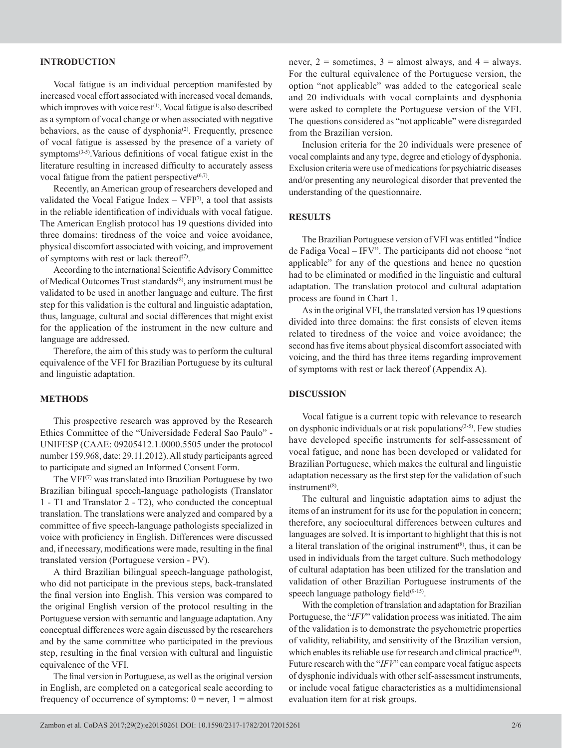## INTRODUCTION

Vocal fatigue is an individual perception manifested by increased vocal effort associated with increased vocal demands, which improves with voice rest[1]. Vocal fatigue is also described as a symptom of vocal change or when associated with negative behaviors, as the cause of dysphonia[2]. Frequently, presence of vocal fatigue is assessed by the presence of a variety of symptoms[3-5].Various definitions of vocal fatigue exist in the literature resulting in increased difficulty to accurately assess vocal fatigue from the patient perspective[6,7].

Recently, an American group of researchers developed and validated the Vocal Fatigue Index – VFI[7], a tool that assists in the reliable identification of individuals with vocal fatigue. The American English protocol has 19 questions divided into three domains: tiredness of the voice and voice avoidance, physical discomfort associated with voicing, and improvement of symptoms with rest or lack thereof[7].

According to the international Scientific Advisory Committee of Medical Outcomes Trust standards[8], any instrument must be validated to be used in another language and culture. The first step for this validation is the cultural and linguistic adaptation, thus, language, cultural and social differences that might exist for the application of the instrument in the new culture and language are addressed.

Therefore, the aim of this study was to perform the cultural equivalence of the VFI for Brazilian Portuguese by its cultural and linguistic adaptation.

## METHODS

This prospective research was approved by the Research Ethics Committee of the "Universidade Federal Sao Paulo" - UNIFESP (CAAE: 09205412.1.0000.5505 under the protocol number 159.968, date: 29.11.2012). All study participants agreed to participate and signed an Informed Consent Form.

The VFI[7] was translated into Brazilian Portuguese by two Brazilian bilingual speech-language pathologists (Translator 1 - T1 and Translator 2 - T2), who conducted the conceptual translation. The translations were analyzed and compared by a committee of five speech-language pathologists specialized in voice with proficiency in English. Differences were discussed and, if necessary, modifications were made, resulting in the final translated version (Portuguese version - PV).

A third Brazilian bilingual speech-language pathologist, who did not participate in the previous steps, back-translated the final version into English. This version was compared to the original English version of the protocol resulting in the Portuguese version with semantic and language adaptation. Any conceptual differences were again discussed by the researchers and by the same committee who participated in the previous step, resulting in the final version with cultural and linguistic equivalence of the VFI.

The final version in Portuguese, as well as the original version in English, are completed on a categorical scale according to frequency of occurrence of symptoms: 0 = never, 1 = almost never, 2 = sometimes, 3 = almost always, and 4 = always. For the cultural equivalence of the Portuguese version, the option "not applicable" was added to the categorical scale and 20 individuals with vocal complaints and dysphonia were asked to complete the Portuguese version of the VFI. The questions considered as "not applicable" were disregarded from the Brazilian version.

Inclusion criteria for the 20 individuals were presence of vocal complaints and any type, degree and etiology of dysphonia. Exclusion criteria were use of medications for psychiatric diseases and/or presenting any neurological disorder that prevented the understanding of the questionnaire.

## RESULTS

The Brazilian Portuguese version of VFI was entitled "Índice de Fadiga Vocal – IFV". The participants did not choose "not applicable" for any of the questions and hence no question had to be eliminated or modified in the linguistic and cultural adaptation. The translation protocol and cultural adaptation process are found in Chart 1.

As in the original VFI, the translated version has 19 questions divided into three domains: the first consists of eleven items related to tiredness of the voice and voice avoidance; the second has five items about physical discomfort associated with voicing, and the third has three items regarding improvement of symptoms with rest or lack thereof (Appendix A).

## DISCUSSION

Vocal fatigue is a current topic with relevance to research on dysphonic individuals or at risk populations[3-5]. Few studies have developed specific instruments for self-assessment of vocal fatigue, and none has been developed or validated for Brazilian Portuguese, which makes the cultural and linguistic adaptation necessary as the first step for the validation of such instrument[8].

The cultural and linguistic adaptation aims to adjust the items of an instrument for its use for the population in concern; therefore, any sociocultural differences between cultures and languages are solved. It is important to highlight that this is not a literal translation of the original instrument[8], thus, it can be used in individuals from the target culture. Such methodology of cultural adaptation has been utilized for the translation and validation of other Brazilian Portuguese instruments of the speech language pathology field[9-15].

With the completion of translation and adaptation for Brazilian Portuguese, the "*IFV*" validation process was initiated. The aim of the validation is to demonstrate the psychometric properties of validity, reliability, and sensitivity of the Brazilian version, which enables its reliable use for research and clinical practice[8]. Future research with the "*IFV*" can compare vocal fatigue aspects of dysphonic individuals with other self-assessment instruments, or include vocal fatigue characteristics as a multidimensional evaluation item for at risk groups.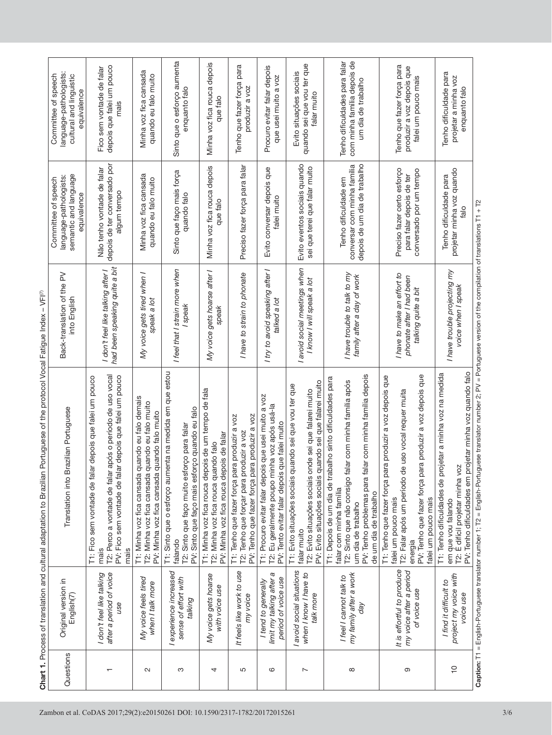**Chart 1.** Process of translation and cultural adaptation to Brazilian Portuguese of the protocol Vocal Fatigue Index – VFI[7]

| Questions | Original version in English(7) | Translation into Brazilian Portuguese | Back-translation of the PV into English | Committee of speech language-pathologists: semantic and language equivalence | Committee of speech language-pathologists: cultural and linguistic equivalence |
|---|---|---|---|---|---|
| 1 | *I don't feel like talking after a period of voice use* | T1: Fico sem vontade de falar depois que falei um pouco mais<br>T2: Perco a vontade de falar após o período de uso vocal<br>PV: Fico sem vontade de falar depois que falei um pouco mais | *I don't feel like talking after I had been speaking quite a bit* | Não tenho vontade de falar depois de ter conversado por algum tempo | Fico sem vontade de falar depois que falei um pouco mais |
| 2 | *My voice feels tired when I talk more* | T1: Minha voz fica cansada quando eu falo demais<br>T2: Minha voz fica cansada quando eu falo muito<br>PV: Minha voz fica cansada quando falo muito | *My voice gets tired when I speak a lot* | Minha voz fica cansada quando eu falo muito | Minha voz fica cansada quando eu falo muito |
| 3 | *I experience increased sense of effort with talking* | T1: Sinto que o esforço aumenta na medida em que estou falando<br>T2: Sinto que faço muito esforço para falar<br>PV: Sinto que faço mais esforço quando eu falo | *I feel that I strain more when I speak* | Sinto que faço mais força quando falo | Sinto que o esforço aumenta enquanto falo |
| 4 | *My voice gets hoarse with voice use* | T1: Minha voz fica rouca depois de um tempo de fala<br>T2: Minha voz fica rouca quando falo<br>PV: Minha voz fica rouca depois de falar | *My voice gets hoarse after I speak* | Minha voz fica rouca depois que falo | Minha voz fica rouca depois que falo |
| 5 | *It feels like work to use my voice* | T1: Tenho que fazer força para produzir a voz<br>T2: Tenho que forçar para produzir a voz<br>PV: Tenho que fazer força para produzir a voz | *I have to strain to phonate* | Preciso fazer força para falar | Tenho que fazer força para produzir a voz |
| 6 | *I tend to generally limit my talking after a period of voice use* | T1: Procuro evitar falar depois que usei muito a voz<br>T2: Eu geralmente poupo minha voz após usá-la<br>PV: Tento evitar falar depois que falei muito | *I try to avoid speaking after I talked a lot* | Evito conversar depois que falei muito | Procuro evitar falar depois que usei muito a voz |
| 7 | *I avoid social situations when I know I have to talk more* | T1: Evito situações sociais quando sei que vou ter que falar muito<br>T2: Evito situações sociais onde sei que falarei muito<br>PV: Evito situações sociais quando sei que falarei muito | *I avoid social meetings when I know I will speak a lot* | Evito eventos sociais quando sei que terei que falar muito | Evito situações sociais quando sei que vou ter que falar muito |
| 8 | *I feel I cannot talk to my family after a work day* | T1: Depois de um dia de trabalho sinto dificuldades para falar com minha família<br>T2: Sinto que não consigo falar com minha família após um dia de trabalho<br>PV: Tenho problemas para falar com minha família depois de um dia de trabalho | *I have trouble to talk to my family after a day of work* | Tenho dificuldade em conversar com minha família depois de um dia de trabalho | Tenho dificuldades para falar com minha família depois de um dia de trabalho |
| 9 | *It is effortful to produce my voice after a period of voice use* | T1: Tenho que fazer força para produzir a voz depois que falei um pouco mais<br>T2: Falar após um período de uso vocal requer muita energia<br>PV: Tenho que fazer força para produzir a voz depois que falei um pouco mais | *I have to make an effort to phonate after I had been talking quite a bit* | Preciso fazer certo esforço para falar depois de ter conversado por um tempo | Tenho que fazer força para produzir a voz depois que falei um pouco mais |
| 10 | *I find it difficult to project my voice with voice use* | T1: Tenho dificuldades de projetar a minha voz na medida em que vou falando<br>T2: É difícil projetar minha voz<br>PV: Tenho dificuldades em projetar minha voz quando falo | *I have trouble projecting my voice when I speak* | Tenho dificuldade para projetar minha voz quando falo | Tenho dificuldade para projetar a minha voz enquanto falo |

**Caption:** T1 = English-Portuguese translator number 1; T2 = English-Portuguese translator number 2; PV = Portuguese version of the compilation of translations T1 + T2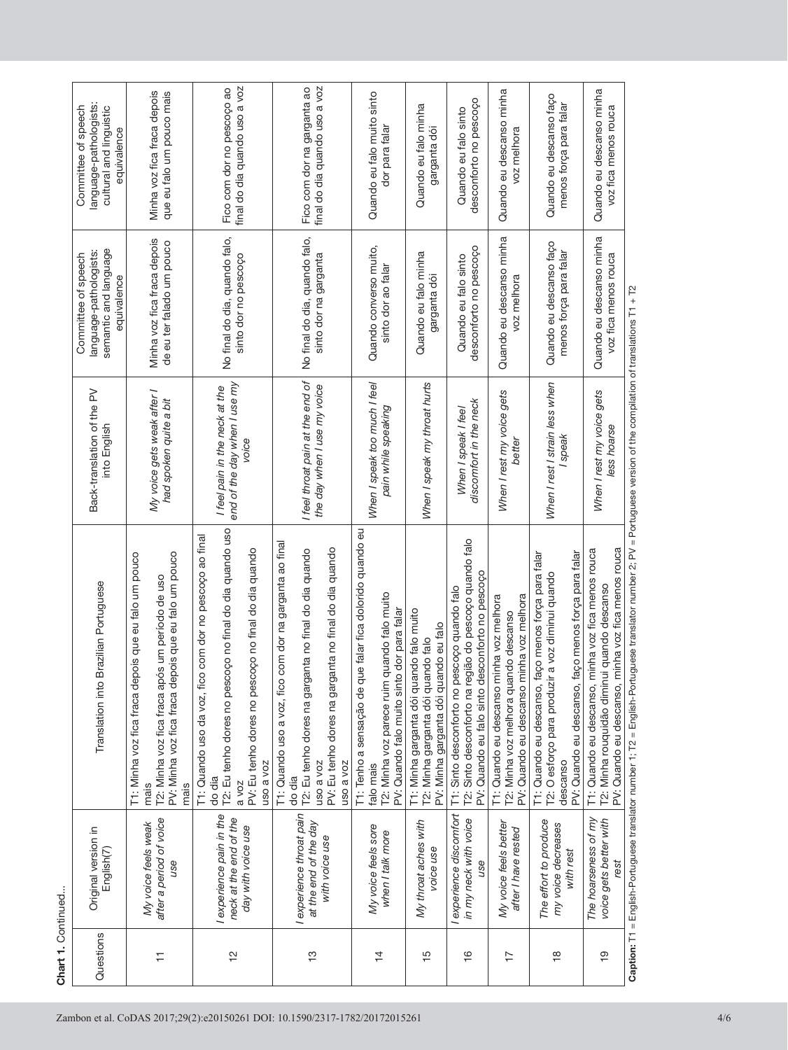**Chart 1.** Continued...

| Questions | Original version in English(7) | Translation into Brazilian Portuguese | Back-translation of the PV into English | Committee of speech language-pathologists: semantic and language equivalence | Committee of speech language-pathologists: cultural and linguistic equivalence |
|---|---|---|---|---|---|
| 11 | *My voice feels weak after a period of voice use* | T1: Minha voz fica fraca depois que eu falo um pouco mais<br>T2: Minha voz fica fraca após um período de uso<br>PV: Minha voz fica fraca depois que eu falo um pouco mais | *My voice gets weak after I had spoken quite a bit* | Minha voz fica fraca depois de eu ter falado um pouco | Minha voz fica fraca depois que eu falo um pouco mais |
| 12 | *I experience pain in the neck at the end of the day with voice use* | T1: Quando uso da voz, fico com dor no pescoço ao final do dia<br>T2: Eu tenho dores no pescoço no final do dia quando uso a voz<br>PV: Eu tenho dores no pescoço no final do dia quando uso a voz | *I feel pain in the neck at the end of the day when I use my voice* | No final do dia, quando falo, sinto dor no pescoço | Fico com dor no pescoço ao final do dia quando uso a voz |
| 13 | *I experience throat pain at the end of the day with voice use* | T1: Quando uso a voz, fico com dor na garganta ao final do dia<br>T2: Eu tenho dores na garganta no final do dia quando uso a voz<br>PV: Eu tenho dores na garganta no final do dia quando uso a voz | *I feel throat pain at the end of the day when I use my voice* | No final do dia, quando falo, sinto dor na garganta | Fico com dor na garganta ao final do dia quando uso a voz |
| 14 | *My voice feels sore when I talk more* | T1: Tenho a sensação de que falar fica dolorido quando eu falo mais<br>T2: Minha voz parece ruim quando falo muito<br>PV: Quando falo muito sinto dor para falar | *When I speak too much I feel pain while speaking* | Quando converso muito, sinto dor ao falar | Quando eu falo muito sinto dor para falar |
| 15 | *My throat aches with voice use* | T1: Minha garganta dói quando falo muito<br>T2: Minha garganta dói quando falo<br>PV: Minha garganta dói quando eu falo | *When I speak my throat hurts* | Quando eu falo minha garganta dói | Quando eu falo minha garganta dói |
| 16 | *I experience discomfort in my neck with voice use* | T1: Sinto desconforto no pescoço quando falo<br>T2: Sinto desconforto na região do pescoço quando falo<br>PV: Quando eu falo sinto desconforto no pescoço | *When I speak I feel discomfort in the neck* | Quando eu falo sinto desconforto no pescoço | Quando eu falo sinto desconforto no pescoço |
| 17 | *My voice feels better after I have rested* | T1: Quando eu descanso minha voz melhora<br>T2: Minha voz melhora quando descanso<br>PV: Quando eu descanso minha voz melhora | *When I rest my voice gets better* | Quando eu descanso minha voz melhora | Quando eu descanso minha voz melhora |
| 18 | *The effort to produce my voice decreases with rest* | T1: Quando eu descanso, faço menos força para falar<br>T2: O esforço para produzir a voz diminui quando descanso<br>PV: Quando eu descanso, faço menos força para falar | *When I rest I strain less when I speak* | Quando eu descanso faço menos força para falar | Quando eu descanso faço menos força para falar |
| 19 | *The hoarseness of my voice gets better with rest* | T1: Quando eu descanso, minha voz fica menos rouca<br>T2: Minha rouquidão diminui quando descanso<br>PV: Quando eu descanso, minha voz fica menos rouca | *When I rest my voice gets less hoarse* | Quando eu descanso minha voz fica menos rouca | Quando eu descanso minha voz fica menos rouca |

**Caption:** T1 = English-Portuguese translator number 1; T2 = English-Portuguese translator number 2; PV = Portuguese version of the compilation of translations T1 + T2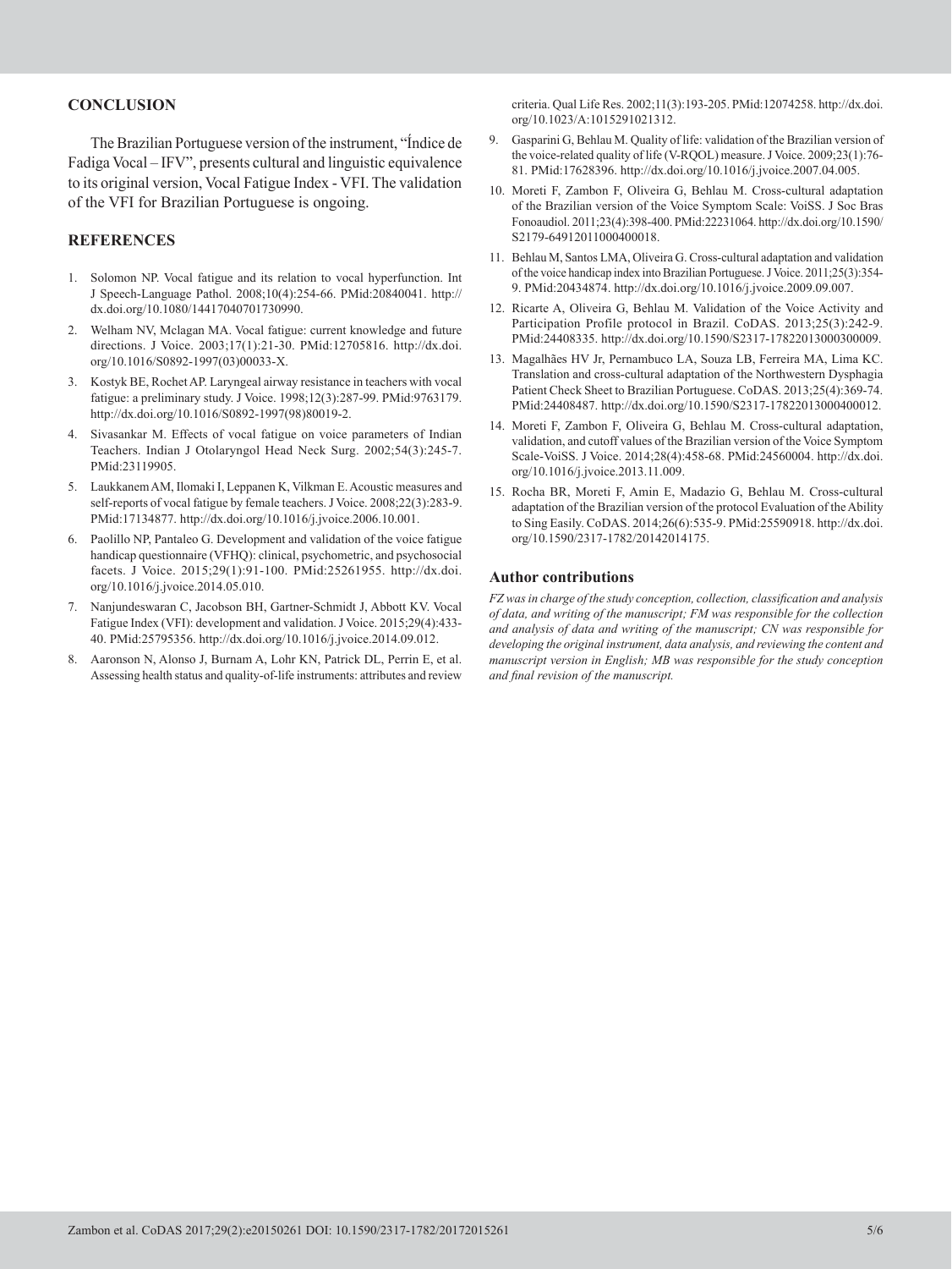## CONCLUSION

The Brazilian Portuguese version of the instrument, "Índice de Fadiga Vocal – IFV", presents cultural and linguistic equivalence to its original version, Vocal Fatigue Index - VFI. The validation of the VFI for Brazilian Portuguese is ongoing.

## REFERENCES

1. Solomon NP. Vocal fatigue and its relation to vocal hyperfunction. Int J Speech-Language Pathol. 2008;10(4):254-66. PMid:20840041. http://dx.doi.org/10.1080/14417040701730990.
2. Welham NV, Mclagan MA. Vocal fatigue: current knowledge and future directions. J Voice. 2003;17(1):21-30. PMid:12705816. http://dx.doi.org/10.1016/S0892-1997(03)00033-X.
3. Kostyk BE, Rochet AP. Laryngeal airway resistance in teachers with vocal fatigue: a preliminary study. J Voice. 1998;12(3):287-99. PMid:9763179. http://dx.doi.org/10.1016/S0892-1997(98)80019-2.
4. Sivasankar M. Effects of vocal fatigue on voice parameters of Indian Teachers. Indian J Otolaryngol Head Neck Surg. 2002;54(3):245-7. PMid:23119905.
5. Laukkanem AM, Ilomaki I, Leppanen K, Vilkman E. Acoustic measures and self-reports of vocal fatigue by female teachers. J Voice. 2008;22(3):283-9. PMid:17134877. http://dx.doi.org/10.1016/j.jvoice.2006.10.001.
6. Paolillo NP, Pantaleo G. Development and validation of the voice fatigue handicap questionnaire (VFHQ): clinical, psychometric, and psychosocial facets. J Voice. 2015;29(1):91-100. PMid:25261955. http://dx.doi.org/10.1016/j.jvoice.2014.05.010.
7. Nanjundeswaran C, Jacobson BH, Gartner-Schmidt J, Abbott KV. Vocal Fatigue Index (VFI): development and validation. J Voice. 2015;29(4):433-40. PMid:25795356. http://dx.doi.org/10.1016/j.jvoice.2014.09.012.
8. Aaronson N, Alonso J, Burnam A, Lohr KN, Patrick DL, Perrin E, et al. Assessing health status and quality-of-life instruments: attributes and review criteria. Qual Life Res. 2002;11(3):193-205. PMid:12074258. http://dx.doi.org/10.1023/A:1015291021312.
9. Gasparini G, Behlau M. Quality of life: validation of the Brazilian version of the voice-related quality of life (V-RQOL) measure. J Voice. 2009;23(1):76-81. PMid:17628396. http://dx.doi.org/10.1016/j.jvoice.2007.04.005.
10. Moreti F, Zambon F, Oliveira G, Behlau M. Cross-cultural adaptation of the Brazilian version of the Voice Symptom Scale: VoiSS. J Soc Bras Fonoaudiol. 2011;23(4):398-400. PMid:22231064. http://dx.doi.org/10.1590/S2179-64912011000400018.
11. Behlau M, Santos LMA, Oliveira G. Cross-cultural adaptation and validation of the voice handicap index into Brazilian Portuguese. J Voice. 2011;25(3):354-9. PMid:20434874. http://dx.doi.org/10.1016/j.jvoice.2009.09.007.
12. Ricarte A, Oliveira G, Behlau M. Validation of the Voice Activity and Participation Profile protocol in Brazil. CoDAS. 2013;25(3):242-9. PMid:24408335. http://dx.doi.org/10.1590/S2317-17822013000300009.
13. Magalhães HV Jr, Pernambuco LA, Souza LB, Ferreira MA, Lima KC. Translation and cross-cultural adaptation of the Northwestern Dysphagia Patient Check Sheet to Brazilian Portuguese. CoDAS. 2013;25(4):369-74. PMid:24408487. http://dx.doi.org/10.1590/S2317-17822013000400012.
14. Moreti F, Zambon F, Oliveira G, Behlau M. Cross-cultural adaptation, validation, and cutoff values of the Brazilian version of the Voice Symptom Scale-VoiSS. J Voice. 2014;28(4):458-68. PMid:24560004. http://dx.doi.org/10.1016/j.jvoice.2013.11.009.
15. Rocha BR, Moreti F, Amin E, Madazio G, Behlau M. Cross-cultural adaptation of the Brazilian version of the protocol Evaluation of the Ability to Sing Easily. CoDAS. 2014;26(6):535-9. PMid:25590918. http://dx.doi.org/10.1590/2317-1782/20142014175.

### Author contributions

*FZ was in charge of the study conception, collection, classification and analysis of data, and writing of the manuscript; FM was responsible for the collection and analysis of data and writing of the manuscript; CN was responsible for developing the original instrument, data analysis, and reviewing the content and manuscript version in English; MB was responsible for the study conception and final revision of the manuscript.*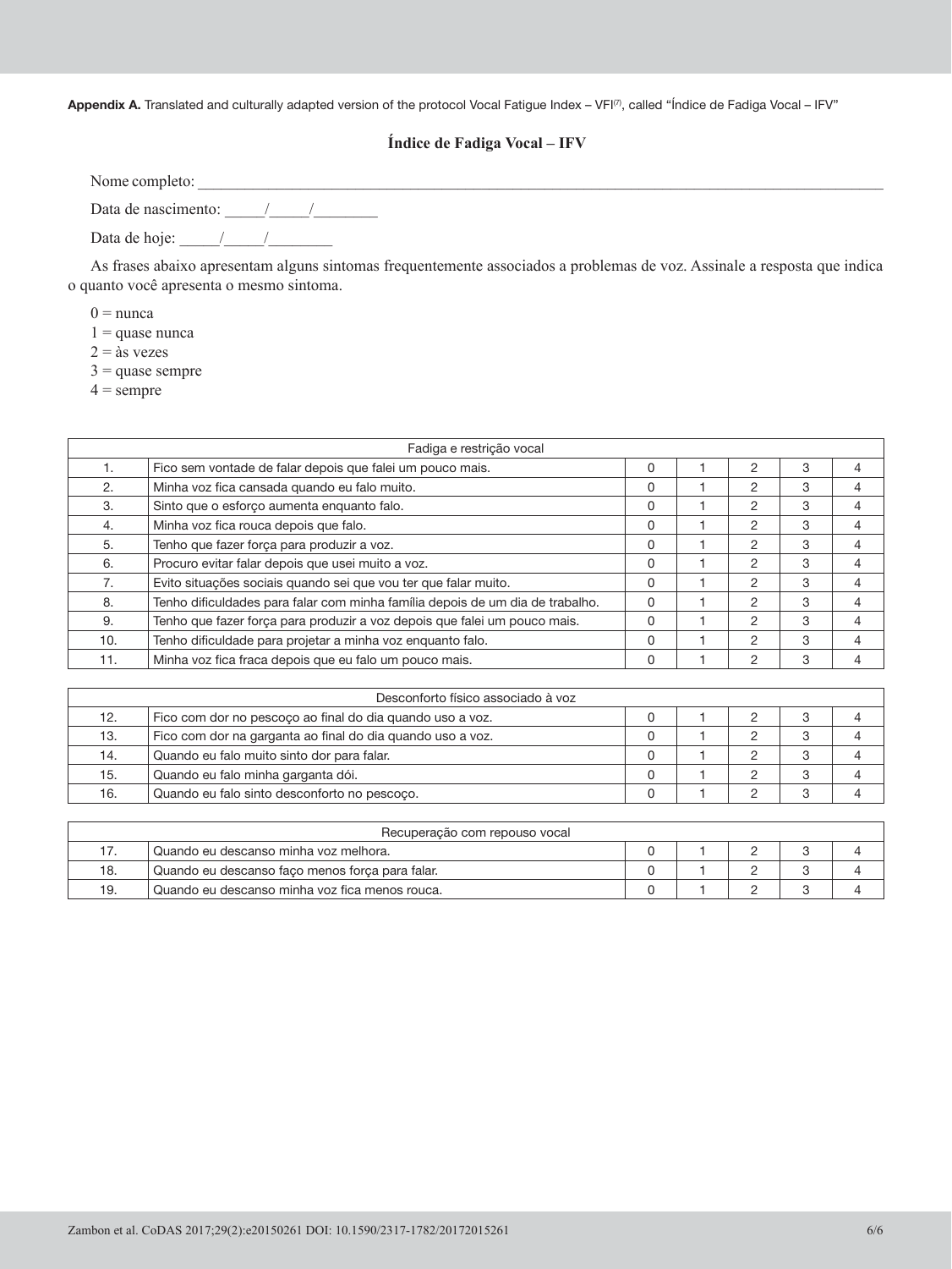**Appendix A.** Translated and culturally adapted version of the protocol Vocal Fatigue Index – VFI[7], called "Índice de Fadiga Vocal – IFV"

## Índice de Fadiga Vocal – IFV

Nome completo: ______________________________________________________________________________

Data de nascimento: _____/_____/________

Data de hoje: _____/_____/________

As frases abaixo apresentam alguns sintomas frequentemente associados a problemas de voz. Assinale a resposta que indica o quanto você apresenta o mesmo sintoma.

0 = nunca
1 = quase nunca
2 = às vezes
3 = quase sempre
4 = sempre

| Fadiga e restrição vocal | | | | | | |
|---|---|---|---|---|---|---|
| 1. | Fico sem vontade de falar depois que falei um pouco mais. | 0 | 1 | 2 | 3 | 4 |
| 2. | Minha voz fica cansada quando eu falo muito. | 0 | 1 | 2 | 3 | 4 |
| 3. | Sinto que o esforço aumenta enquanto falo. | 0 | 1 | 2 | 3 | 4 |
| 4. | Minha voz fica rouca depois que falo. | 0 | 1 | 2 | 3 | 4 |
| 5. | Tenho que fazer força para produzir a voz. | 0 | 1 | 2 | 3 | 4 |
| 6. | Procuro evitar falar depois que usei muito a voz. | 0 | 1 | 2 | 3 | 4 |
| 7. | Evito situações sociais quando sei que vou ter que falar muito. | 0 | 1 | 2 | 3 | 4 |
| 8. | Tenho dificuldades para falar com minha família depois de um dia de trabalho. | 0 | 1 | 2 | 3 | 4 |
| 9. | Tenho que fazer força para produzir a voz depois que falei um pouco mais. | 0 | 1 | 2 | 3 | 4 |
| 10. | Tenho dificuldade para projetar a minha voz enquanto falo. | 0 | 1 | 2 | 3 | 4 |
| 11. | Minha voz fica fraca depois que eu falo um pouco mais. | 0 | 1 | 2 | 3 | 4 |

| Desconforto físico associado à voz | | | | | | |
|---|---|---|---|---|---|---|
| 12. | Fico com dor no pescoço ao final do dia quando uso a voz. | 0 | 1 | 2 | 3 | 4 |
| 13. | Fico com dor na garganta ao final do dia quando uso a voz. | 0 | 1 | 2 | 3 | 4 |
| 14. | Quando eu falo muito sinto dor para falar. | 0 | 1 | 2 | 3 | 4 |
| 15. | Quando eu falo minha garganta dói. | 0 | 1 | 2 | 3 | 4 |
| 16. | Quando eu falo sinto desconforto no pescoço. | 0 | 1 | 2 | 3 | 4 |

| Recuperação com repouso vocal | | | | | | |
|---|---|---|---|---|---|---|
| 17. | Quando eu descanso minha voz melhora. | 0 | 1 | 2 | 3 | 4 |
| 18. | Quando eu descanso faço menos força para falar. | 0 | 1 | 2 | 3 | 4 |
| 19. | Quando eu descanso minha voz fica menos rouca. | 0 | 1 | 2 | 3 | 4 |